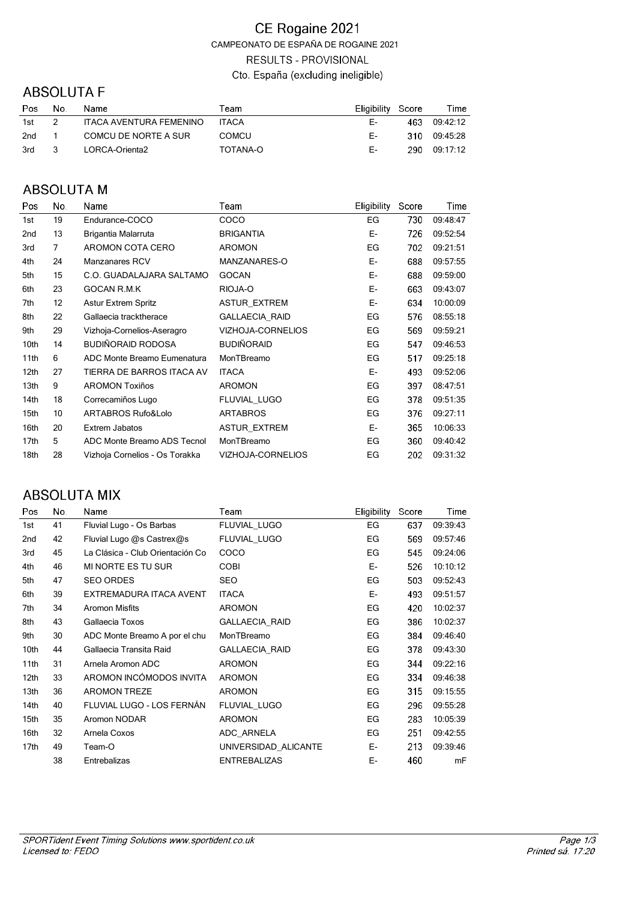# CE Rogaine 2021

CAMPEONATO DE ESPAÑA DE ROGAINE 2021

RESULTS - PROVISIONAL

Cto. España (excluding ineligible)

## ABSOLUTA F

| Pos | No. | Name | Team | Eligibility | Score | Time |
|---|---|---|---|---|---|---|
| 1st | 2 | ITACA AVENTURA FEMENINO | ITACA | E- | 463 | 09:42:12 |
| 2nd | 1 | COMCU DE NORTE A SUR | COMCU | E- | 310 | 09:45:28 |
| 3rd | 3 | LORCA-Orienta2 | TOTANA-O | E- | 290 | 09:17:12 |

## ABSOLUTA M

| Pos | No. | Name | Team | Eligibility | Score | Time |
|---|---|---|---|---|---|---|
| 1st | 19 | Endurance-COCO | COCO | EG | 730 | 09:48:47 |
| 2nd | 13 | Brigantia Malarruta | BRIGANTIA | E- | 726 | 09:52:54 |
| 3rd | 7 | AROMON COTA CERO | AROMON | EG | 702 | 09:21:51 |
| 4th | 24 | Manzanares RCV | MANZANARES-O | E- | 688 | 09:57:55 |
| 5th | 15 | C.O. GUADALAJARA SALTAMO | GOCAN | E- | 688 | 09:59:00 |
| 6th | 23 | GOCAN R.M.K | RIOJA-O | E- | 663 | 09:43:07 |
| 7th | 12 | Astur Extrem Spritz | ASTUR_EXTREM | E- | 634 | 10:00:09 |
| 8th | 22 | Gallaecia tracktherace | GALLAECIA_RAID | EG | 576 | 08:55:18 |
| 9th | 29 | Vizhoja-Cornelios-Aseragro | VIZHOJA-CORNELIOS | EG | 569 | 09:59:21 |
| 10th | 14 | BUDIÑORAID RODOSA | BUDIÑORAID | EG | 547 | 09:46:53 |
| 11th | 6 | ADC Monte Breamo Eumenatura | MonTBreamo | EG | 517 | 09:25:18 |
| 12th | 27 | TIERRA DE BARROS ITACA AV | ITACA | E- | 493 | 09:52:06 |
| 13th | 9 | AROMON Toxiños | AROMON | EG | 397 | 08:47:51 |
| 14th | 18 | Correcamiños Lugo | FLUVIAL_LUGO | EG | 378 | 09:51:35 |
| 15th | 10 | ARTABROS Rufo&Lolo | ARTABROS | EG | 376 | 09:27:11 |
| 16th | 20 | Extrem Jabatos | ASTUR_EXTREM | E- | 365 | 10:06:33 |
| 17th | 5 | ADC Monte Breamo ADS Tecnol | MonTBreamo | EG | 360 | 09:40:42 |
| 18th | 28 | Vizhoja Cornelios - Os Torakka | VIZHOJA-CORNELIOS | EG | 202 | 09:31:32 |

## ABSOLUTA MIX

| Pos | No. | Name | Team | Eligibility | Score | Time |
|---|---|---|---|---|---|---|
| 1st | 41 | Fluvial Lugo - Os Barbas | FLUVIAL_LUGO | EG | 637 | 09:39:43 |
| 2nd | 42 | Fluvial Lugo @s Castrex@s | FLUVIAL_LUGO | EG | 569 | 09:57:46 |
| 3rd | 45 | La Clásica - Club Orientación Co | COCO | EG | 545 | 09:24:06 |
| 4th | 46 | MI NORTE ES TU SUR | COBI | E- | 526 | 10:10:12 |
| 5th | 47 | SEO ORDES | SEO | EG | 503 | 09:52:43 |
| 6th | 39 | EXTREMADURA ITACA AVENT | ITACA | E- | 493 | 09:51:57 |
| 7th | 34 | Aromon Misfits | AROMON | EG | 420 | 10:02:37 |
| 8th | 43 | Gallaecia Toxos | GALLAECIA_RAID | EG | 386 | 10:02:37 |
| 9th | 30 | ADC Monte Breamo A por el chu | MonTBreamo | EG | 384 | 09:46:40 |
| 10th | 44 | Gallaecia Transita Raid | GALLAECIA_RAID | EG | 378 | 09:43:30 |
| 11th | 31 | Arnela Aromon ADC | AROMON | EG | 344 | 09:22:16 |
| 12th | 33 | AROMON INCÓMODOS INVITA | AROMON | EG | 334 | 09:46:38 |
| 13th | 36 | AROMON TREZE | AROMON | EG | 315 | 09:15:55 |
| 14th | 40 | FLUVIAL LUGO - LOS FERNÁN | FLUVIAL_LUGO | EG | 296 | 09:55:28 |
| 15th | 35 | Aromon NODAR | AROMON | EG | 283 | 10:05:39 |
| 16th | 32 | Arnela Coxos | ADC_ARNELA | EG | 251 | 09:42:55 |
| 17th | 49 | Team-O | UNIVERSIDAD_ALICANTE | E- | 213 | 09:39:46 |
| | 38 | Entrebalizas | ENTREBALIZAS | E- | 460 | mF |

SPORTident Event Timing Solutions www.sportident.co.uk
Licensed to: FEDO

Printed sá. 17:20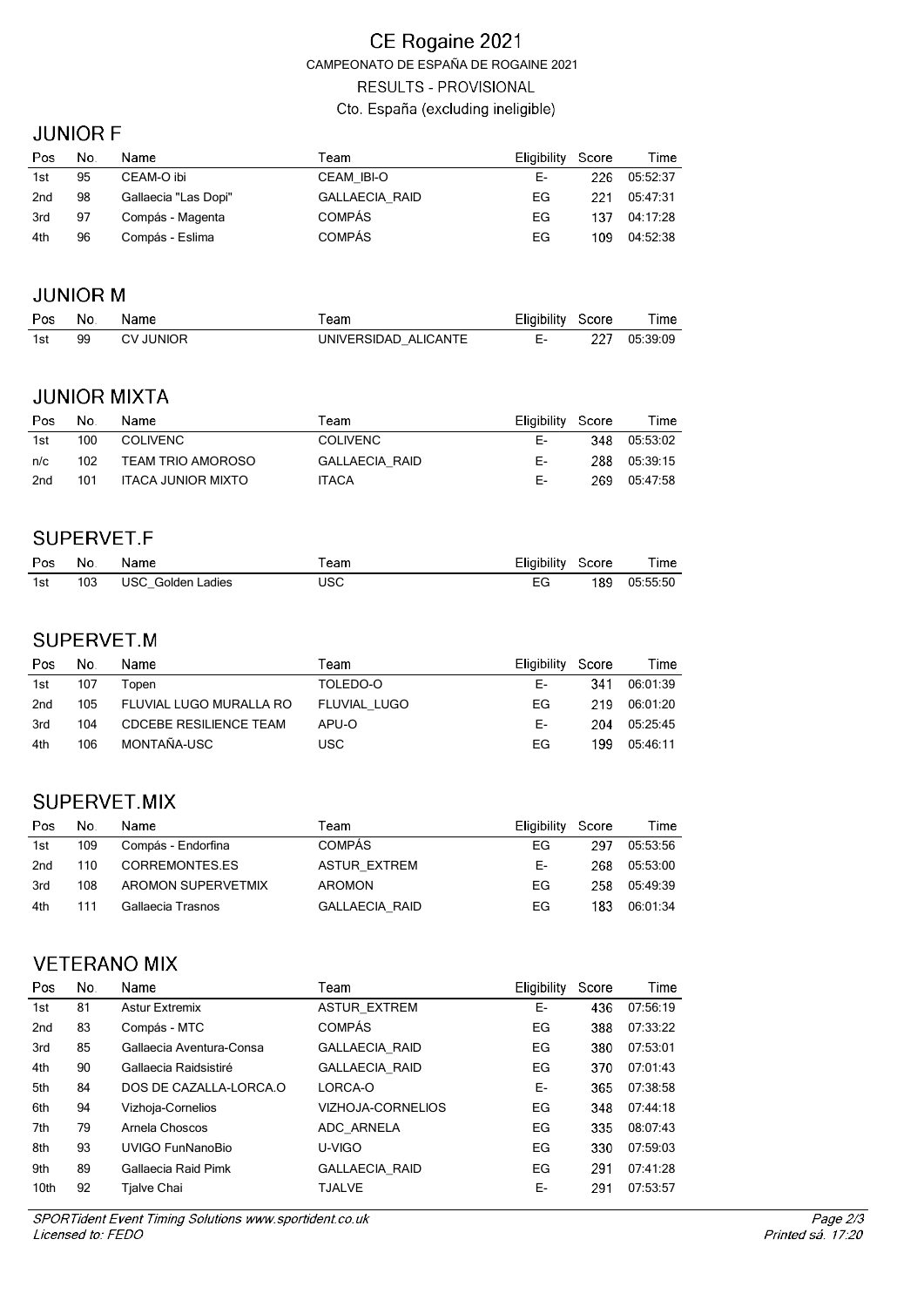# CE Rogaine 2021

CAMPEONATO DE ESPAÑA DE ROGAINE 2021

RESULTS - PROVISIONAL

Cto. España (excluding ineligible)

## JUNIOR F

| Pos | No. | Name | Team | Eligibility | Score | Time |
|---|---|---|---|---|---|---|
| 1st | 95 | CEAM-O ibi | CEAM_IBI-O | E- | 226 | 05:52:37 |
| 2nd | 98 | Gallaecia "Las Dopi" | GALLAECIA_RAID | EG | 221 | 05:47:31 |
| 3rd | 97 | Compás - Magenta | COMPÁS | EG | 137 | 04:17:28 |
| 4th | 96 | Compás - Eslima | COMPÁS | EG | 109 | 04:52:38 |

## JUNIOR M

| Pos | No. | Name | Team | Eligibility | Score | Time |
|---|---|---|---|---|---|---|
| 1st | 99 | CV JUNIOR | UNIVERSIDAD_ALICANTE | E- | 227 | 05:39:09 |

## JUNIOR MIXTA

| Pos | No. | Name | Team | Eligibility | Score | Time |
|---|---|---|---|---|---|---|
| 1st | 100 | COLIVENC | COLIVENC | E- | 348 | 05:53:02 |
| n/c | 102 | TEAM TRIO AMOROSO | GALLAECIA_RAID | E- | 288 | 05:39:15 |
| 2nd | 101 | ITACA JUNIOR MIXTO | ITACA | E- | 269 | 05:47:58 |

## SUPERVET.F

| Pos | No. | Name | Team | Eligibility | Score | Time |
|---|---|---|---|---|---|---|
| 1st | 103 | USC_Golden Ladies | USC | EG | 189 | 05:55:50 |

## SUPERVET.M

| Pos | No. | Name | Team | Eligibility | Score | Time |
|---|---|---|---|---|---|---|
| 1st | 107 | Topen | TOLEDO-O | E- | 341 | 06:01:39 |
| 2nd | 105 | FLUVIAL LUGO MURALLA RO | FLUVIAL_LUGO | EG | 219 | 06:01:20 |
| 3rd | 104 | CDCEBE RESILIENCE TEAM | APU-O | E- | 204 | 05:25:45 |
| 4th | 106 | MONTAÑA-USC | USC | EG | 199 | 05:46:11 |

## SUPERVET.MIX

| Pos | No. | Name | Team | Eligibility | Score | Time |
|---|---|---|---|---|---|---|
| 1st | 109 | Compás - Endorfina | COMPÁS | EG | 297 | 05:53:56 |
| 2nd | 110 | CORREMONTES.ES | ASTUR_EXTREM | E- | 268 | 05:53:00 |
| 3rd | 108 | AROMON SUPERVETMIX | AROMON | EG | 258 | 05:49:39 |
| 4th | 111 | Gallaecia Trasnos | GALLAECIA_RAID | EG | 183 | 06:01:34 |

## VETERANO MIX

| Pos | No. | Name | Team | Eligibility | Score | Time |
|---|---|---|---|---|---|---|
| 1st | 81 | Astur Extremix | ASTUR_EXTREM | E- | 436 | 07:56:19 |
| 2nd | 83 | Compás - MTC | COMPÁS | EG | 388 | 07:33:22 |
| 3rd | 85 | Gallaecia Aventura-Consa | GALLAECIA_RAID | EG | 380 | 07:53:01 |
| 4th | 90 | Gallaecia Raidsistiré | GALLAECIA_RAID | EG | 370 | 07:01:43 |
| 5th | 84 | DOS DE CAZALLA-LORCA.O | LORCA-O | E- | 365 | 07:38:58 |
| 6th | 94 | Vizhoja-Cornelios | VIZHOJA-CORNELIOS | EG | 348 | 07:44:18 |
| 7th | 79 | Arnela Choscos | ADC_ARNELA | EG | 335 | 08:07:43 |
| 8th | 93 | UVIGO FunNanoBio | U-VIGO | EG | 330 | 07:59:03 |
| 9th | 89 | Gallaecia Raid Pimk | GALLAECIA_RAID | EG | 291 | 07:41:28 |
| 10th | 92 | Tjalve Chai | TJALVE | E- | 291 | 07:53:57 |

*SPORTident Event Timing Solutions www.sportident.co.uk*
*Licensed to: FEDO*

*Printed sá. 17:20*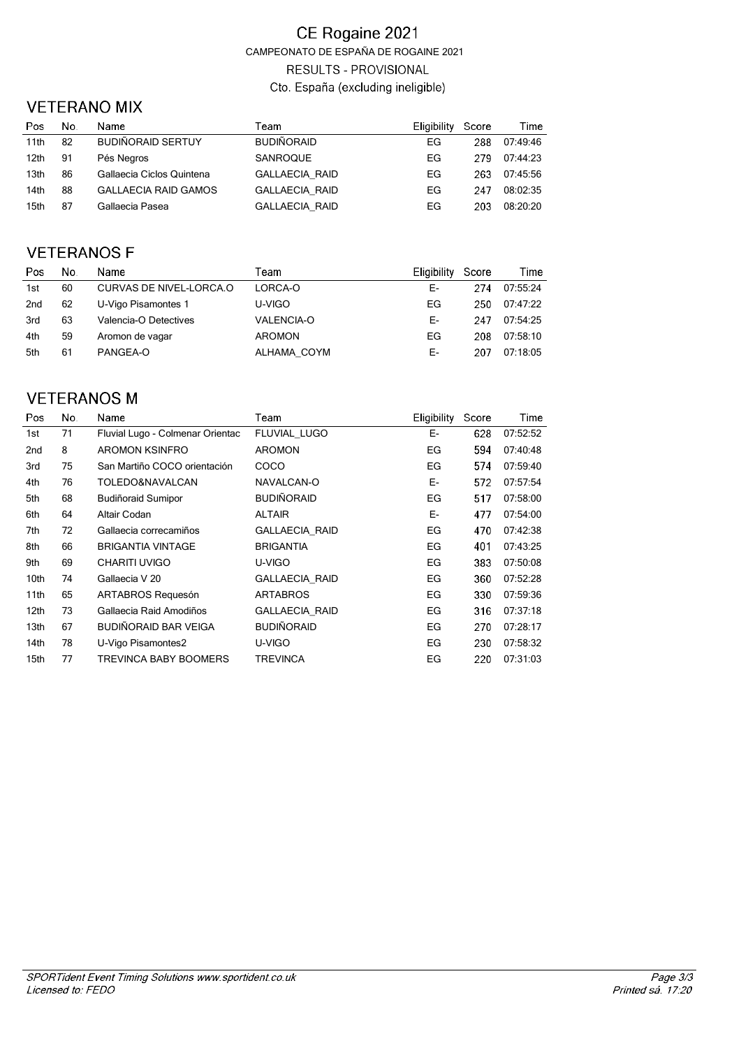# CE Rogaine 2021

CAMPEONATO DE ESPAÑA DE ROGAINE 2021

RESULTS - PROVISIONAL

Cto. España (excluding ineligible)

## VETERANO MIX

| Pos | No. | Name | Team | Eligibility | Score | Time |
|---|---|---|---|---|---|---|
| 11th | 82 | BUDIÑORAID SERTUY | BUDIÑORAID | EG | 288 | 07:49:46 |
| 12th | 91 | Pés Negros | SANROQUE | EG | 279 | 07:44:23 |
| 13th | 86 | Gallaecia Ciclos Quintena | GALLAECIA_RAID | EG | 263 | 07:45:56 |
| 14th | 88 | GALLAECIA RAID GAMOS | GALLAECIA_RAID | EG | 247 | 08:02:35 |
| 15th | 87 | Gallaecia Pasea | GALLAECIA_RAID | EG | 203 | 08:20:20 |

## VETERANOS F

| Pos | No. | Name | Team | Eligibility | Score | Time |
|---|---|---|---|---|---|---|
| 1st | 60 | CURVAS DE NIVEL-LORCA.O | LORCA-O | E- | 274 | 07:55:24 |
| 2nd | 62 | U-Vigo Pisamontes 1 | U-VIGO | EG | 250 | 07:47:22 |
| 3rd | 63 | Valencia-O Detectives | VALENCIA-O | E- | 247 | 07:54:25 |
| 4th | 59 | Aromon de vagar | AROMON | EG | 208 | 07:58:10 |
| 5th | 61 | PANGEA-O | ALHAMA_COYM | E- | 207 | 07:18:05 |

## VETERANOS M

| Pos | No. | Name | Team | Eligibility | Score | Time |
|---|---|---|---|---|---|---|
| 1st | 71 | Fluvial Lugo - Colmenar Orientac | FLUVIAL_LUGO | E- | 628 | 07:52:52 |
| 2nd | 8 | AROMON KSINFRO | AROMON | EG | 594 | 07:40:48 |
| 3rd | 75 | San Martiño COCO orientación | COCO | EG | 574 | 07:59:40 |
| 4th | 76 | TOLEDO&NAVALCAN | NAVALCAN-O | E- | 572 | 07:57:54 |
| 5th | 68 | Budiñoraid Sumipor | BUDIÑORAID | EG | 517 | 07:58:00 |
| 6th | 64 | Altair Codan | ALTAIR | E- | 477 | 07:54:00 |
| 7th | 72 | Gallaecia correcamiños | GALLAECIA_RAID | EG | 470 | 07:42:38 |
| 8th | 66 | BRIGANTIA VINTAGE | BRIGANTIA | EG | 401 | 07:43:25 |
| 9th | 69 | CHARITI UVIGO | U-VIGO | EG | 383 | 07:50:08 |
| 10th | 74 | Gallaecia V 20 | GALLAECIA_RAID | EG | 360 | 07:52:28 |
| 11th | 65 | ARTABROS Requesón | ARTABROS | EG | 330 | 07:59:36 |
| 12th | 73 | Gallaecia Raid Amodiños | GALLAECIA_RAID | EG | 316 | 07:37:18 |
| 13th | 67 | BUDIÑORAID BAR VEIGA | BUDIÑORAID | EG | 270 | 07:28:17 |
| 14th | 78 | U-Vigo Pisamontes2 | U-VIGO | EG | 230 | 07:58:32 |
| 15th | 77 | TREVINCA BABY BOOMERS | TREVINCA | EG | 220 | 07:31:03 |

*SPORTident Event Timing Solutions www.sportident.co.uk*
*Licensed to: FEDO*

*Printed sá. 17:20*